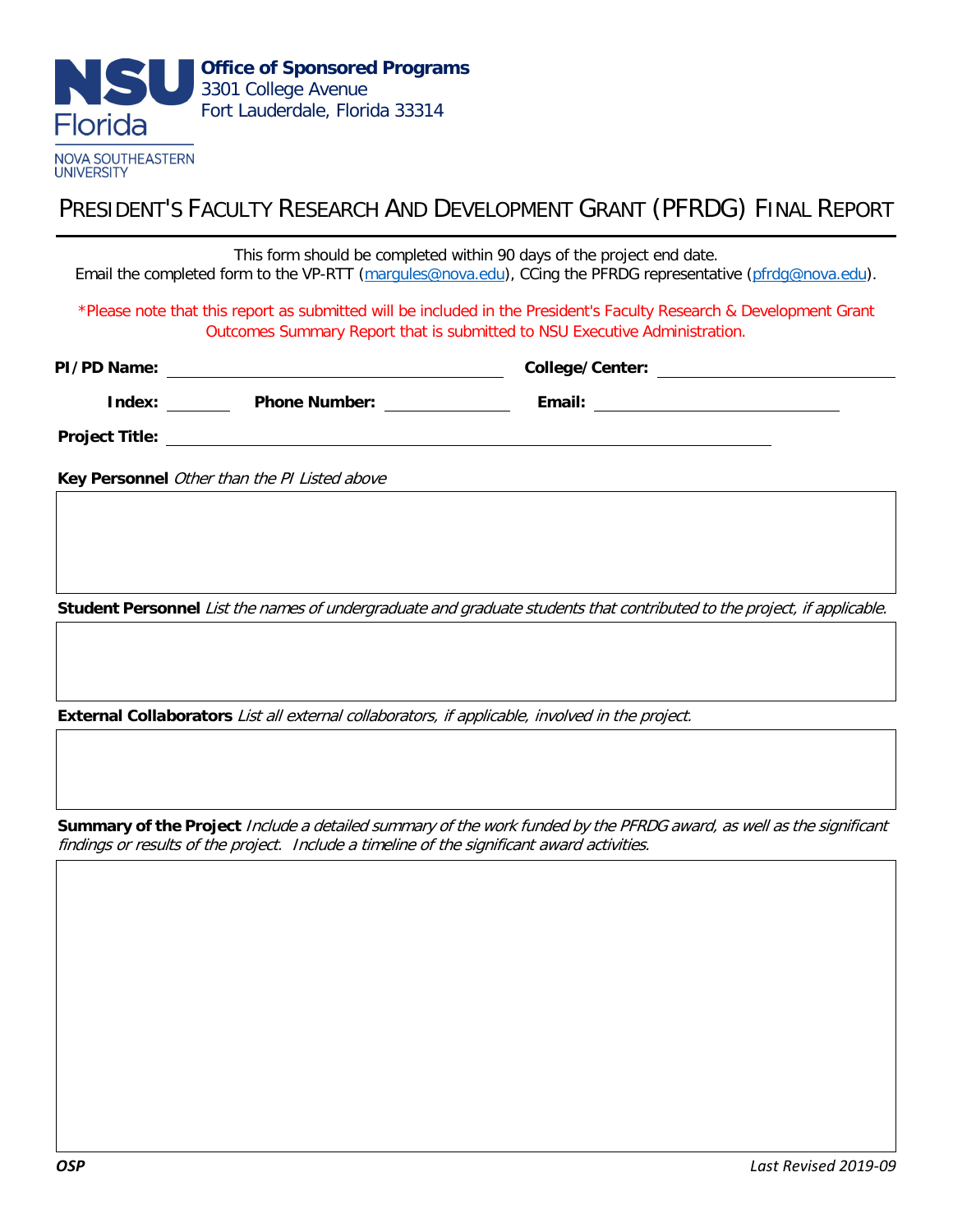**Office of Sponsored Programs**
3301 College Avenue
Fort Lauderdale, Florida 33314

NSU Florida
NOVA SOUTHEASTERN UNIVERSITY

# PRESIDENT'S FACULTY RESEARCH AND DEVELOPMENT GRANT (PFRDG) FINAL REPORT

This form should be completed within 90 days of the project end date.
Email the completed form to the VP-RTT (margules@nova.edu), CCing the PFRDG representative (pfrdg@nova.edu).

*Please note that this report as submitted will be included in the President's Faculty Research & Development Grant Outcomes Summary Report that is submitted to NSU Executive Administration.

**PI/PD Name:** ______________________ **College/Center:** ______________________

**Index:** ________ **Phone Number:** ______________ **Email:** ______________________

**Project Title:** ______________________________________________

**Key Personnel** *Other than the PI Listed above*

**Student Personnel** *List the names of undergraduate and graduate students that contributed to the project, if applicable.*

**External Collaborators** *List all external collaborators, if applicable, involved in the project.*

**Summary of the Project** *Include a detailed summary of the work funded by the PFRDG award, as well as the significant findings or results of the project. Include a timeline of the significant award activities.*

**OSP** *Last Revised 2019-09*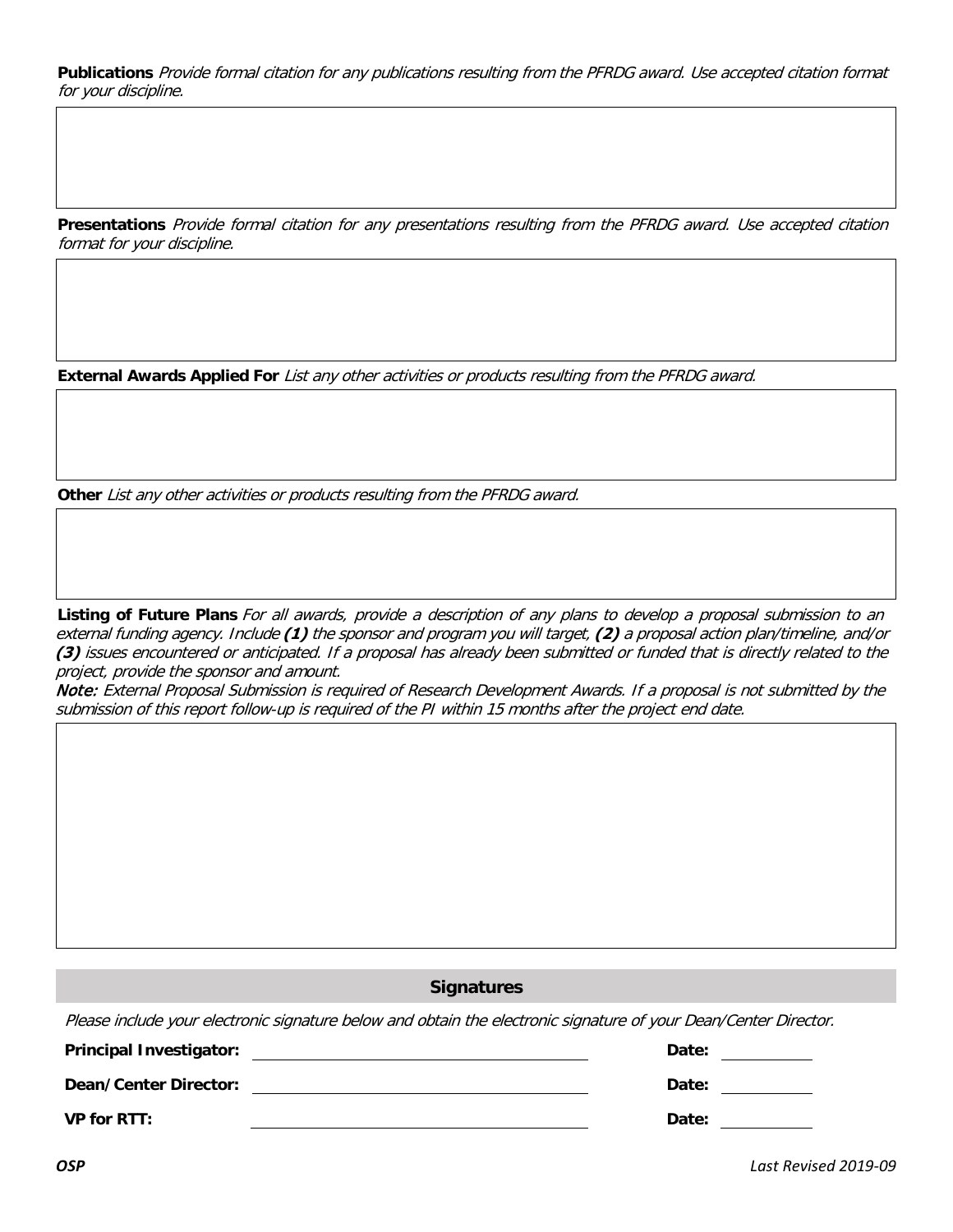**Publications** *Provide formal citation for any publications resulting from the PFRDG award. Use accepted citation format for your discipline.*

**Presentations** *Provide formal citation for any presentations resulting from the PFRDG award. Use accepted citation format for your discipline.*

**External Awards Applied For** *List any other activities or products resulting from the PFRDG award.*

**Other** *List any other activities or products resulting from the PFRDG award.*

**Listing of Future Plans** *For all awards, provide a description of any plans to develop a proposal submission to an external funding agency. Include* ***(1)*** *the sponsor and program you will target,* ***(2)*** *a proposal action plan/timeline, and/or* ***(3)*** *issues encountered or anticipated. If a proposal has already been submitted or funded that is directly related to the project, provide the sponsor and amount.*

***Note:*** *External Proposal Submission is required of Research Development Awards. If a proposal is not submitted by the submission of this report follow-up is required of the PI within 15 months after the project end date.*

## Signatures

*Please include your electronic signature below and obtain the electronic signature of your Dean/Center Director.*

**Principal Investigator:** ______________________ **Date:** __________

**Dean/Center Director:** ______________________ **Date:** __________

**VP for RTT:** ______________________ **Date:** __________

***OSP*** *Last Revised 2019-09*